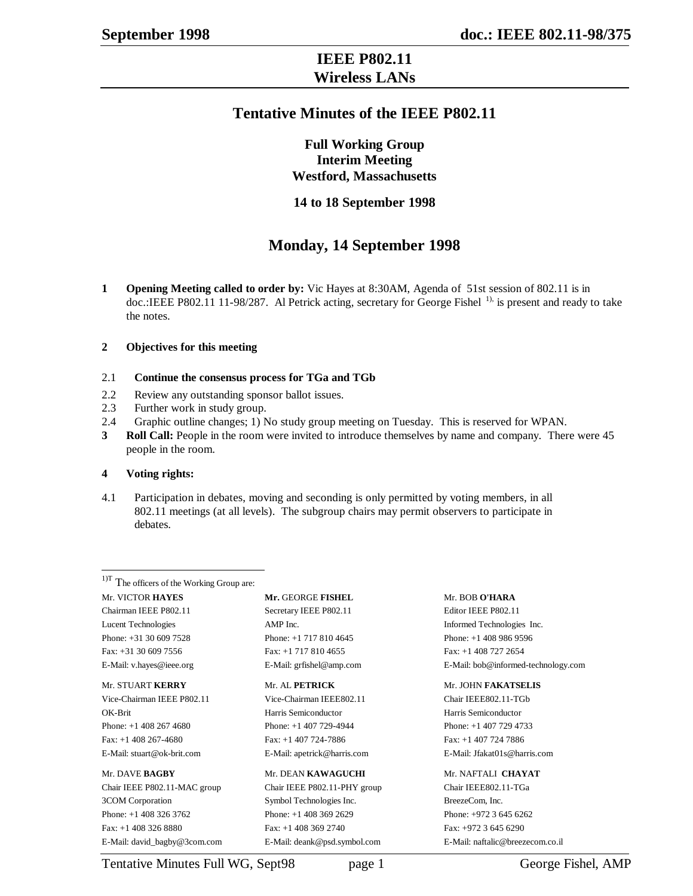# IEEE P802.11
# Wireless LANs

## Tentative Minutes of the IEEE P802.11

### Full Working Group
### Interim Meeting
### Westford, Massachusetts

### 14 to 18 September 1998

## Monday, 14 September 1998

**1 Opening Meeting called to order by:** Vic Hayes at 8:30AM, Agenda of 51st session of 802.11 is in doc.:IEEE P802.11 11-98/287. Al Petrick acting, secretary for George Fishel [1)] is present and ready to take the notes.

**2 Objectives for this meeting**

2.1 **Continue the consensus process for TGa and TGb**

2.2 Review any outstanding sponsor ballot issues.

2.3 Further work in study group.

2.4 Graphic outline changes; 1) No study group meeting on Tuesday. This is reserved for WPAN.

**3 Roll Call:** People in the room were invited to introduce themselves by name and company. There were 45 people in the room.

**4 Voting rights:**

4.1 Participation in debates, moving and seconding is only permitted by voting members, in all 802.11 meetings (at all levels). The subgroup chairs may permit observers to participate in debates.

---

[1)] The officers of the Working Group are:

| | | |
|---|---|---|
| Mr. VICTOR **HAYES** | **Mr.** GEORGE **FISHEL** | Mr. BOB **O'HARA** |
| Chairman IEEE P802.11 | Secretary IEEE P802.11 | Editor IEEE P802.11 |
| Lucent Technologies | AMP Inc. | Informed Technologies Inc. |
| Phone: +31 30 609 7528 | Phone: +1 717 810 4645 | Phone: +1 408 986 9596 |
| Fax: +31 30 609 7556 | Fax: +1 717 810 4655 | Fax: +1 408 727 2654 |
| E-Mail: v.hayes@ieee.org | E-Mail: grfishel@amp.com | E-Mail: bob@informed-technology.com |
| Mr. STUART **KERRY** | Mr. AL **PETRICK** | Mr. JOHN **FAKATSELIS** |
| Vice-Chairman IEEE P802.11 | Vice-Chairman IEEE802.11 | Chair IEEE802.11-TGb |
| OK-Brit | Harris Semiconductor | Harris Semiconductor |
| Phone: +1 408 267 4680 | Phone: +1 407 729-4944 | Phone: +1 407 729 4733 |
| Fax: +1 408 267-4680 | Fax: +1 407 724-7886 | Fax: +1 407 724 7886 |
| E-Mail: stuart@ok-brit.com | E-Mail: apetrick@harris.com | E-Mail: Jfakat01s@harris.com |
| Mr. DAVE **BAGBY** | Mr. DEAN **KAWAGUCHI** | Mr. NAFTALI **CHAYAT** |
| Chair IEEE P802.11-MAC group | Chair IEEE P802.11-PHY group | Chair IEEE802.11-TGa |
| 3COM Corporation | Symbol Technologies Inc. | BreezeCom, Inc. |
| Phone: +1 408 326 3762 | Phone: +1 408 369 2629 | Phone: +972 3 645 6262 |
| Fax: +1 408 326 8880 | Fax: +1 408 369 2740 | Fax: +972 3 645 6290 |
| E-Mail: david_bagby@3com.com | E-Mail: deank@psd.symbol.com | E-Mail: naftalic@breezecom.co.il |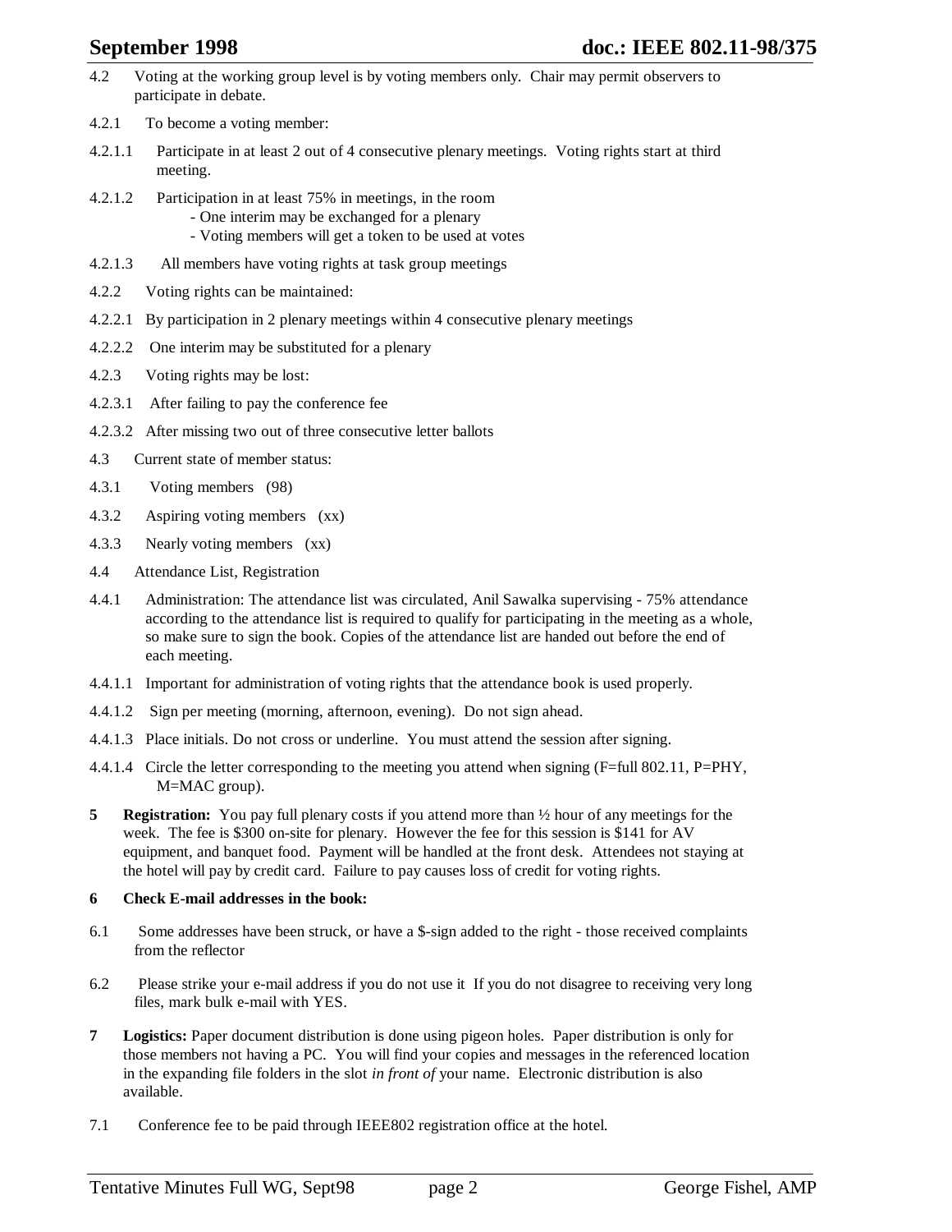4.2 Voting at the working group level is by voting members only. Chair may permit observers to participate in debate.

4.2.1 To become a voting member:

4.2.1.1 Participate in at least 2 out of 4 consecutive plenary meetings. Voting rights start at third meeting.

4.2.1.2 Participation in at least 75% in meetings, in the room
- One interim may be exchanged for a plenary
- Voting members will get a token to be used at votes

4.2.1.3 All members have voting rights at task group meetings

4.2.2 Voting rights can be maintained:

4.2.2.1 By participation in 2 plenary meetings within 4 consecutive plenary meetings

4.2.2.2 One interim may be substituted for a plenary

4.2.3 Voting rights may be lost:

4.2.3.1 After failing to pay the conference fee

4.2.3.2 After missing two out of three consecutive letter ballots

4.3 Current state of member status:

4.3.1 Voting members (98)

4.3.2 Aspiring voting members (xx)

4.3.3 Nearly voting members (xx)

4.4 Attendance List, Registration

4.4.1 Administration: The attendance list was circulated, Anil Sawalka supervising - 75% attendance according to the attendance list is required to qualify for participating in the meeting as a whole, so make sure to sign the book. Copies of the attendance list are handed out before the end of each meeting.

4.4.1.1 Important for administration of voting rights that the attendance book is used properly.

4.4.1.2 Sign per meeting (morning, afternoon, evening). Do not sign ahead.

4.4.1.3 Place initials. Do not cross or underline. You must attend the session after signing.

4.4.1.4 Circle the letter corresponding to the meeting you attend when signing (F=full 802.11, P=PHY, M=MAC group).

**5 Registration:** You pay full plenary costs if you attend more than ½ hour of any meetings for the week. The fee is $300 on-site for plenary. However the fee for this session is $141 for AV equipment, and banquet food. Payment will be handled at the front desk. Attendees not staying at the hotel will pay by credit card. Failure to pay causes loss of credit for voting rights.

**6 Check E-mail addresses in the book:**

6.1 Some addresses have been struck, or have a $-sign added to the right - those received complaints from the reflector

6.2 Please strike your e-mail address if you do not use it If you do not disagree to receiving very long files, mark bulk e-mail with YES.

**7 Logistics:** Paper document distribution is done using pigeon holes. Paper distribution is only for those members not having a PC. You will find your copies and messages in the referenced location in the expanding file folders in the slot *in front of* your name. Electronic distribution is also available.

7.1 Conference fee to be paid through IEEE802 registration office at the hotel.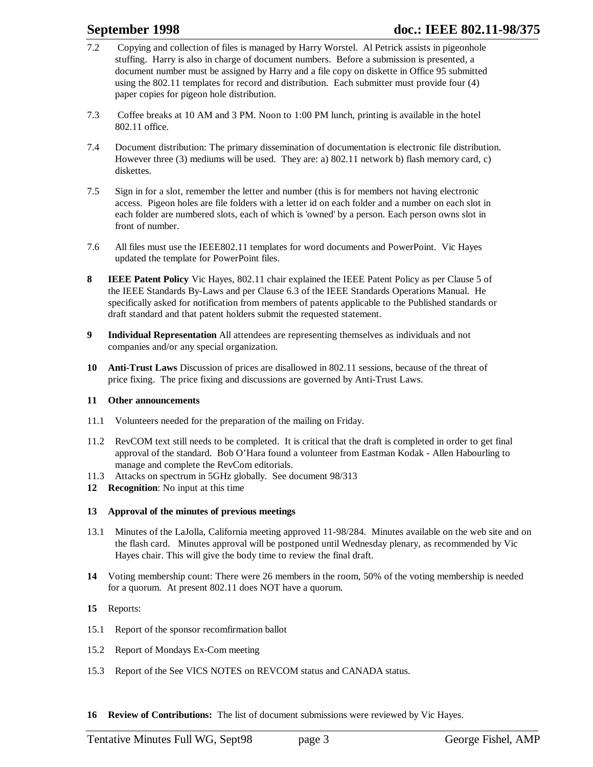7.2 Copying and collection of files is managed by Harry Worstel. Al Petrick assists in pigeonhole stuffing. Harry is also in charge of document numbers. Before a submission is presented, a document number must be assigned by Harry and a file copy on diskette in Office 95 submitted using the 802.11 templates for record and distribution. Each submitter must provide four (4) paper copies for pigeon hole distribution.

7.3 Coffee breaks at 10 AM and 3 PM. Noon to 1:00 PM lunch, printing is available in the hotel 802.11 office.

7.4 Document distribution: The primary dissemination of documentation is electronic file distribution. However three (3) mediums will be used. They are: a) 802.11 network b) flash memory card, c) diskettes.

7.5 Sign in for a slot, remember the letter and number (this is for members not having electronic access. Pigeon holes are file folders with a letter id on each folder and a number on each slot in each folder are numbered slots, each of which is 'owned' by a person. Each person owns slot in front of number.

7.6 All files must use the IEEE802.11 templates for word documents and PowerPoint. Vic Hayes updated the template for PowerPoint files.

**8 IEEE Patent Policy** Vic Hayes, 802.11 chair explained the IEEE Patent Policy as per Clause 5 of the IEEE Standards By-Laws and per Clause 6.3 of the IEEE Standards Operations Manual. He specifically asked for notification from members of patents applicable to the Published standards or draft standard and that patent holders submit the requested statement.

**9 Individual Representation** All attendees are representing themselves as individuals and not companies and/or any special organization.

**10 Anti-Trust Laws** Discussion of prices are disallowed in 802.11 sessions, because of the threat of price fixing. The price fixing and discussions are governed by Anti-Trust Laws.

**11 Other announcements**

11.1 Volunteers needed for the preparation of the mailing on Friday.

11.2 RevCOM text still needs to be completed. It is critical that the draft is completed in order to get final approval of the standard. Bob O'Hara found a volunteer from Eastman Kodak - Allen Habourling to manage and complete the RevCom editorials.

11.3 Attacks on spectrum in 5GHz globally. See document 98/313

**12 Recognition**: No input at this time

**13 Approval of the minutes of previous meetings**

13.1 Minutes of the LaJolla, California meeting approved 11-98/284. Minutes available on the web site and on the flash card. Minutes approval will be postponed until Wednesday plenary, as recommended by Vic Hayes chair. This will give the body time to review the final draft.

**14** Voting membership count: There were 26 members in the room, 50% of the voting membership is needed for a quorum. At present 802.11 does NOT have a quorum.

**15** Reports:

15.1 Report of the sponsor recomfirmation ballot

15.2 Report of Mondays Ex-Com meeting

15.3 Report of the See VICS NOTES on REVCOM status and CANADA status.

**16 Review of Contributions:** The list of document submissions were reviewed by Vic Hayes.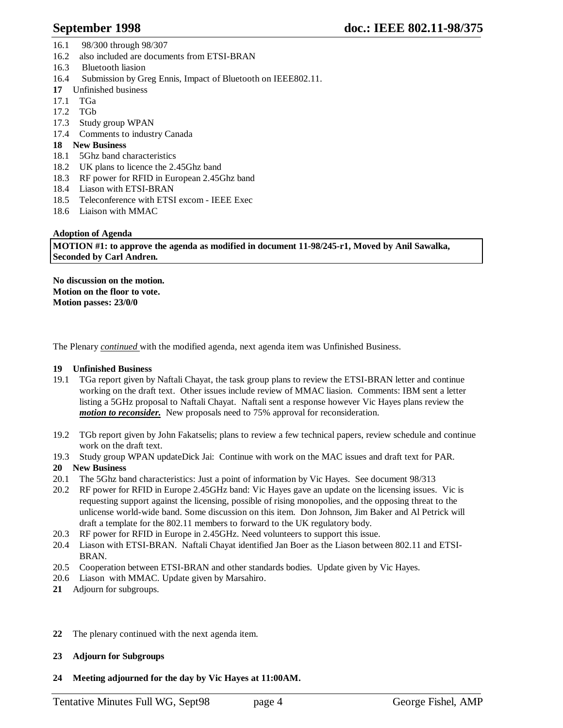16.1 98/300 through 98/307
16.2 also included are documents from ETSI-BRAN
16.3 Bluetooth liasion
16.4 Submission by Greg Ennis, Impact of Bluetooth on IEEE802.11.
**17** Unfinished business
17.1 TGa
17.2 TGb
17.3 Study group WPAN
17.4 Comments to industry Canada
**18 New Business**
18.1 5Ghz band characteristics
18.2 UK plans to licence the 2.45Ghz band
18.3 RF power for RFID in European 2.45Ghz band
18.4 Liason with ETSI-BRAN
18.5 Teleconference with ETSI excom - IEEE Exec
18.6 Liaison with MMAC

**Adoption of Agenda**

**MOTION #1: to approve the agenda as modified in document 11-98/245-r1, Moved by Anil Sawalka, Seconded by Carl Andren.**

**No discussion on the motion.**
**Motion on the floor to vote.**
**Motion passes: 23/0/0**

The Plenary *continued* with the modified agenda, next agenda item was Unfinished Business.

**19 Unfinished Business**

19.1 TGa report given by Naftali Chayat, the task group plans to review the ETSI-BRAN letter and continue working on the draft text. Other issues include review of MMAC liasion. Comments: IBM sent a letter listing a 5GHz proposal to Naftali Chayat. Naftali sent a response however Vic Hayes plans review the ***motion to reconsider.*** New proposals need to 75% approval for reconsideration.

19.2 TGb report given by John Fakatselis; plans to review a few technical papers, review schedule and continue work on the draft text.
19.3 Study group WPAN updateDick Jai: Continue with work on the MAC issues and draft text for PAR.

**20 New Business**

20.1 The 5Ghz band characteristics: Just a point of information by Vic Hayes. See document 98/313
20.2 RF power for RFID in Europe 2.45GHz band: Vic Hayes gave an update on the licensing issues. Vic is requesting support against the licensing, possible of rising monopolies, and the opposing threat to the unlicense world-wide band. Some discussion on this item. Don Johnson, Jim Baker and Al Petrick will draft a template for the 802.11 members to forward to the UK regulatory body.
20.3 RF power for RFID in Europe in 2.45GHz. Need volunteers to support this issue.
20.4 Liason with ETSI-BRAN. Naftali Chayat identified Jan Boer as the Liason between 802.11 and ETSI-BRAN.
20.5 Cooperation between ETSI-BRAN and other standards bodies. Update given by Vic Hayes.
20.6 Liason with MMAC. Update given by Marsahiro.
**21** Adjourn for subgroups.

**22** The plenary continued with the next agenda item.

**23 Adjourn for Subgroups**

**24 Meeting adjourned for the day by Vic Hayes at 11:00AM.**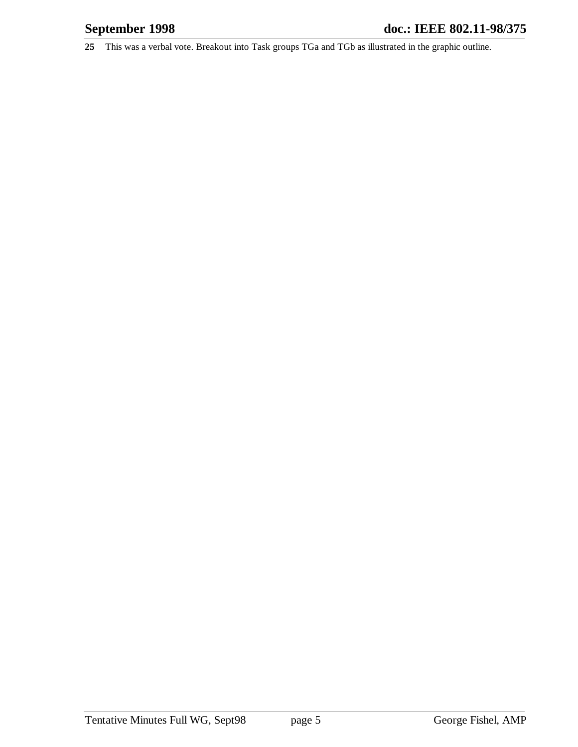**25** This was a verbal vote. Breakout into Task groups TGa and TGb as illustrated in the graphic outline.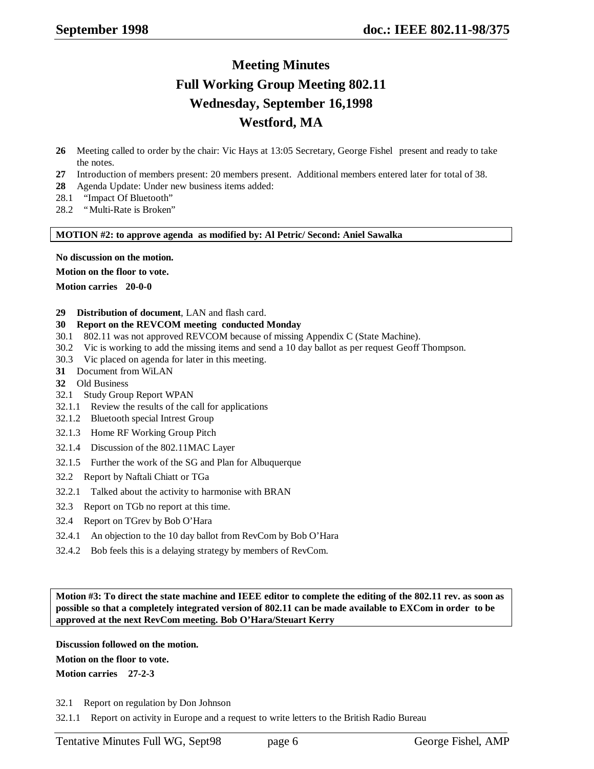# Meeting Minutes

# Full Working Group Meeting 802.11

# Wednesday, September 16,1998

# Westford, MA

**26** Meeting called to order by the chair: Vic Hays at 13:05 Secretary, George Fishel present and ready to take the notes.

**27** Introduction of members present: 20 members present. Additional members entered later for total of 38.

**28** Agenda Update: Under new business items added:

28.1 "Impact Of Bluetooth"

28.2 "Multi-Rate is Broken"

**MOTION #2: to approve agenda as modified by: Al Petric/ Second: Aniel Sawalka**

**No discussion on the motion.**

**Motion on the floor to vote.**

**Motion carries 20-0-0**

**29 Distribution of document**, LAN and flash card.

**30 Report on the REVCOM meeting conducted Monday**

30.1 802.11 was not approved REVCOM because of missing Appendix C (State Machine).

30.2 Vic is working to add the missing items and send a 10 day ballot as per request Geoff Thompson.

30.3 Vic placed on agenda for later in this meeting.

**31** Document from WiLAN

**32** Old Business

32.1 Study Group Report WPAN

32.1.1 Review the results of the call for applications

32.1.2 Bluetooth special Intrest Group

32.1.3 Home RF Working Group Pitch

32.1.4 Discussion of the 802.11MAC Layer

32.1.5 Further the work of the SG and Plan for Albuquerque

32.2 Report by Naftali Chiatt or TGa

32.2.1 Talked about the activity to harmonise with BRAN

32.3 Report on TGb no report at this time.

32.4 Report on TGrev by Bob O'Hara

32.4.1 An objection to the 10 day ballot from RevCom by Bob O'Hara

32.4.2 Bob feels this is a delaying strategy by members of RevCom.

**Motion #3: To direct the state machine and IEEE editor to complete the editing of the 802.11 rev. as soon as possible so that a completely integrated version of 802.11 can be made available to EXCom in order to be approved at the next RevCom meeting. Bob O'Hara/Steuart Kerry**

**Discussion followed on the motion.**

**Motion on the floor to vote.**

**Motion carries 27-2-3**

32.1 Report on regulation by Don Johnson

32.1.1 Report on activity in Europe and a request to write letters to the British Radio Bureau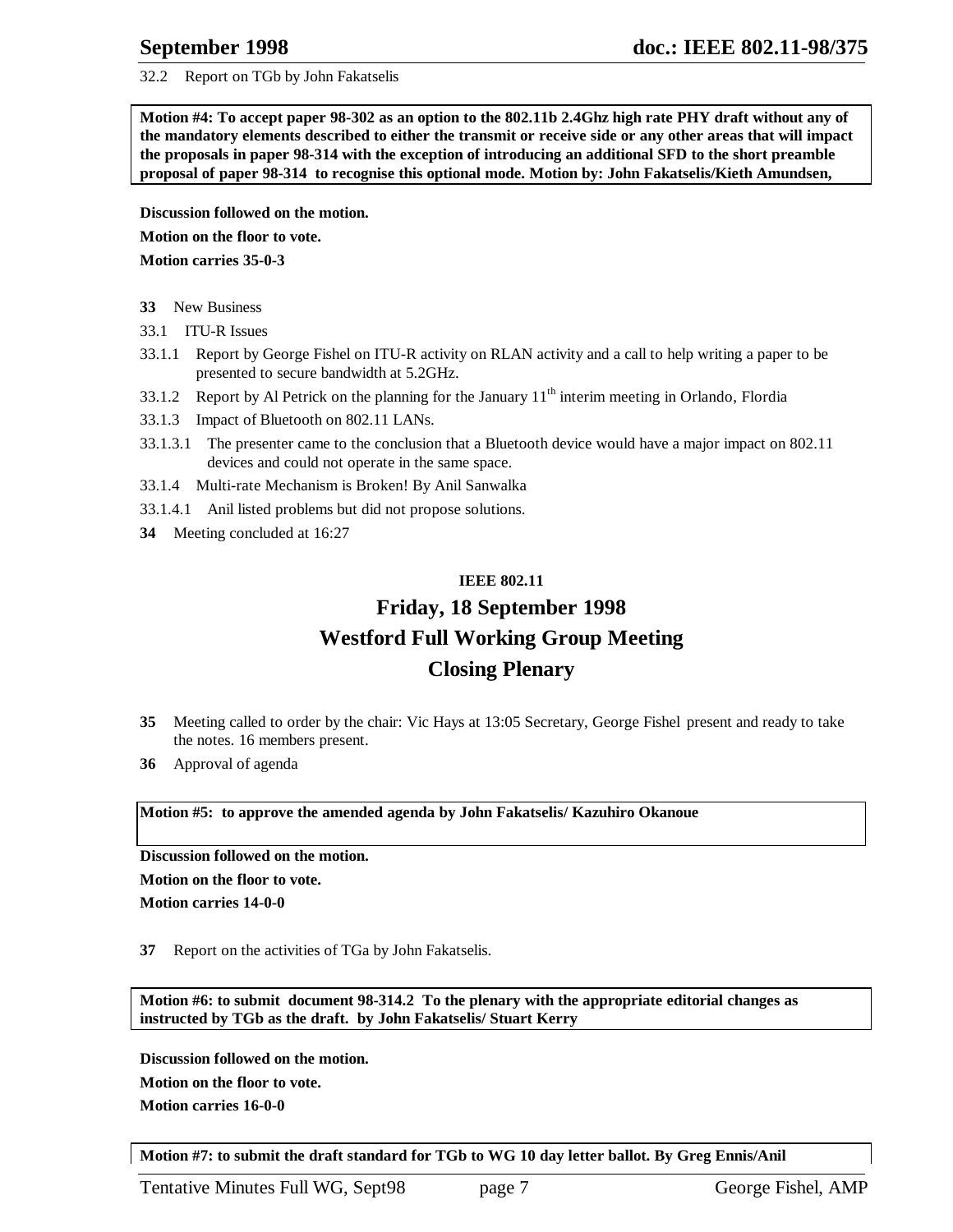32.2 Report on TGb by John Fakatselis

**Motion #4: To accept paper 98-302 as an option to the 802.11b 2.4Ghz high rate PHY draft without any of the mandatory elements described to either the transmit or receive side or any other areas that will impact the proposals in paper 98-314 with the exception of introducing an additional SFD to the short preamble proposal of paper 98-314 to recognise this optional mode. Motion by: John Fakatselis/Kieth Amundsen,**

**Discussion followed on the motion.**

**Motion on the floor to vote.**

**Motion carries 35-0-3**

**33** New Business

33.1 ITU-R Issues

33.1.1 Report by George Fishel on ITU-R activity on RLAN activity and a call to help writing a paper to be presented to secure bandwidth at 5.2GHz.

33.1.2 Report by Al Petrick on the planning for the January 11th interim meeting in Orlando, Flordia

33.1.3 Impact of Bluetooth on 802.11 LANs.

33.1.3.1 The presenter came to the conclusion that a Bluetooth device would have a major impact on 802.11 devices and could not operate in the same space.

33.1.4 Multi-rate Mechanism is Broken! By Anil Sanwalka

33.1.4.1 Anil listed problems but did not propose solutions.

**34** Meeting concluded at 16:27

**IEEE 802.11**

# Friday, 18 September 1998
# Westford Full Working Group Meeting
# Closing Plenary

**35** Meeting called to order by the chair: Vic Hays at 13:05 Secretary, George Fishel present and ready to take the notes. 16 members present.

**36** Approval of agenda

**Motion #5: to approve the amended agenda by John Fakatselis/ Kazuhiro Okanoue**

**Discussion followed on the motion.**

**Motion on the floor to vote.**

**Motion carries 14-0-0**

**37** Report on the activities of TGa by John Fakatselis.

**Motion #6: to submit document 98-314.2 To the plenary with the appropriate editorial changes as instructed by TGb as the draft. by John Fakatselis/ Stuart Kerry**

**Discussion followed on the motion.**

**Motion on the floor to vote.**

**Motion carries 16-0-0**

**Motion #7: to submit the draft standard for TGb to WG 10 day letter ballot. By Greg Ennis/Anil**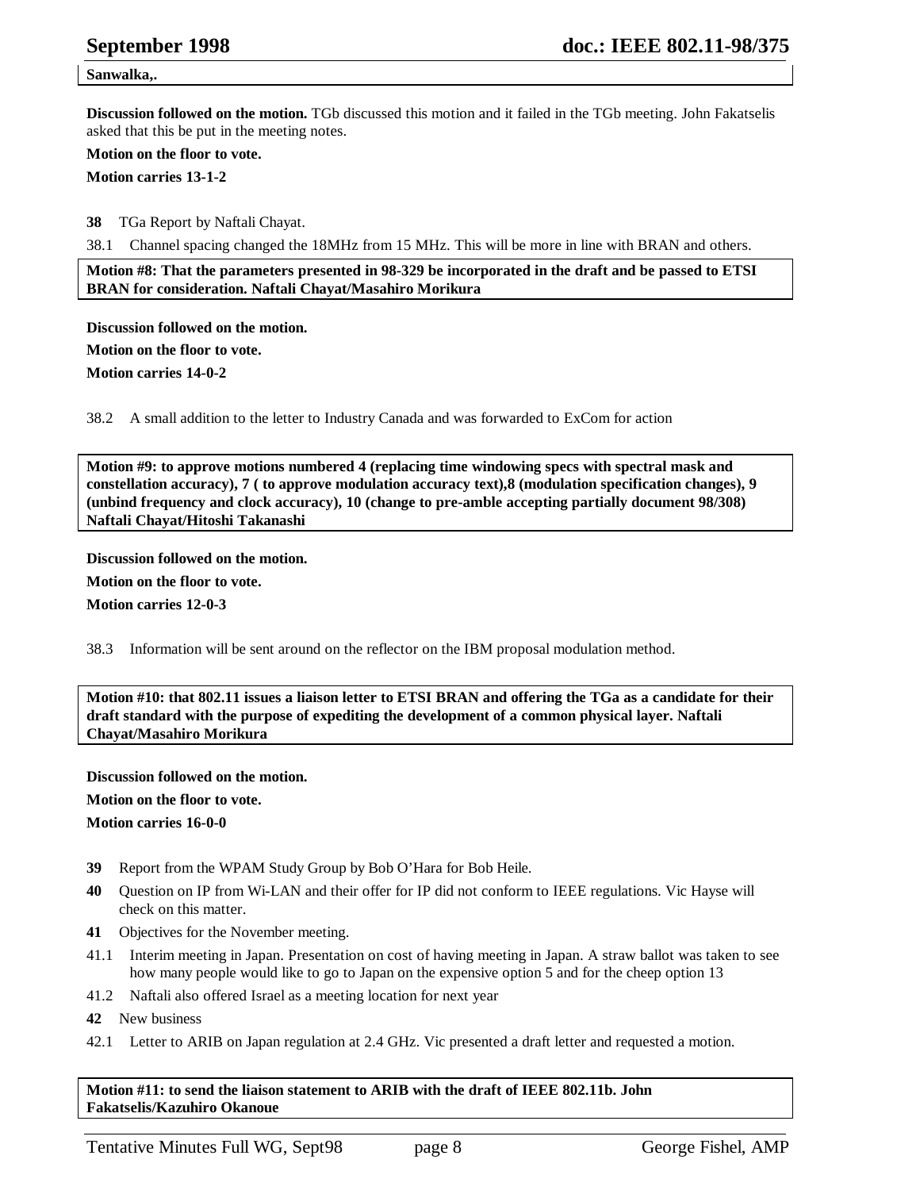**Sanwalka,.**

**Discussion followed on the motion.** TGb discussed this motion and it failed in the TGb meeting. John Fakatselis asked that this be put in the meeting notes.

**Motion on the floor to vote.**

**Motion carries 13-1-2**

**38** TGa Report by Naftali Chayat.

38.1 Channel spacing changed the 18MHz from 15 MHz. This will be more in line with BRAN and others.

**Motion #8: That the parameters presented in 98-329 be incorporated in the draft and be passed to ETSI BRAN for consideration. Naftali Chayat/Masahiro Morikura**

**Discussion followed on the motion.**

**Motion on the floor to vote.**

**Motion carries 14-0-2**

38.2 A small addition to the letter to Industry Canada and was forwarded to ExCom for action

**Motion #9: to approve motions numbered 4 (replacing time windowing specs with spectral mask and constellation accuracy), 7 ( to approve modulation accuracy text),8 (modulation specification changes), 9 (unbind frequency and clock accuracy), 10 (change to pre-amble accepting partially document 98/308) Naftali Chayat/Hitoshi Takanashi**

**Discussion followed on the motion.**

**Motion on the floor to vote.**

**Motion carries 12-0-3**

38.3 Information will be sent around on the reflector on the IBM proposal modulation method.

**Motion #10: that 802.11 issues a liaison letter to ETSI BRAN and offering the TGa as a candidate for their draft standard with the purpose of expediting the development of a common physical layer. Naftali Chayat/Masahiro Morikura**

**Discussion followed on the motion.**

**Motion on the floor to vote.**

**Motion carries 16-0-0**

**39** Report from the WPAM Study Group by Bob O'Hara for Bob Heile.

**40** Question on IP from Wi-LAN and their offer for IP did not conform to IEEE regulations. Vic Hayse will check on this matter.

**41** Objectives for the November meeting.

41.1 Interim meeting in Japan. Presentation on cost of having meeting in Japan. A straw ballot was taken to see how many people would like to go to Japan on the expensive option 5 and for the cheep option 13

41.2 Naftali also offered Israel as a meeting location for next year

**42** New business

42.1 Letter to ARIB on Japan regulation at 2.4 GHz. Vic presented a draft letter and requested a motion.

**Motion #11: to send the liaison statement to ARIB with the draft of IEEE 802.11b. John Fakatselis/Kazuhiro Okanoue**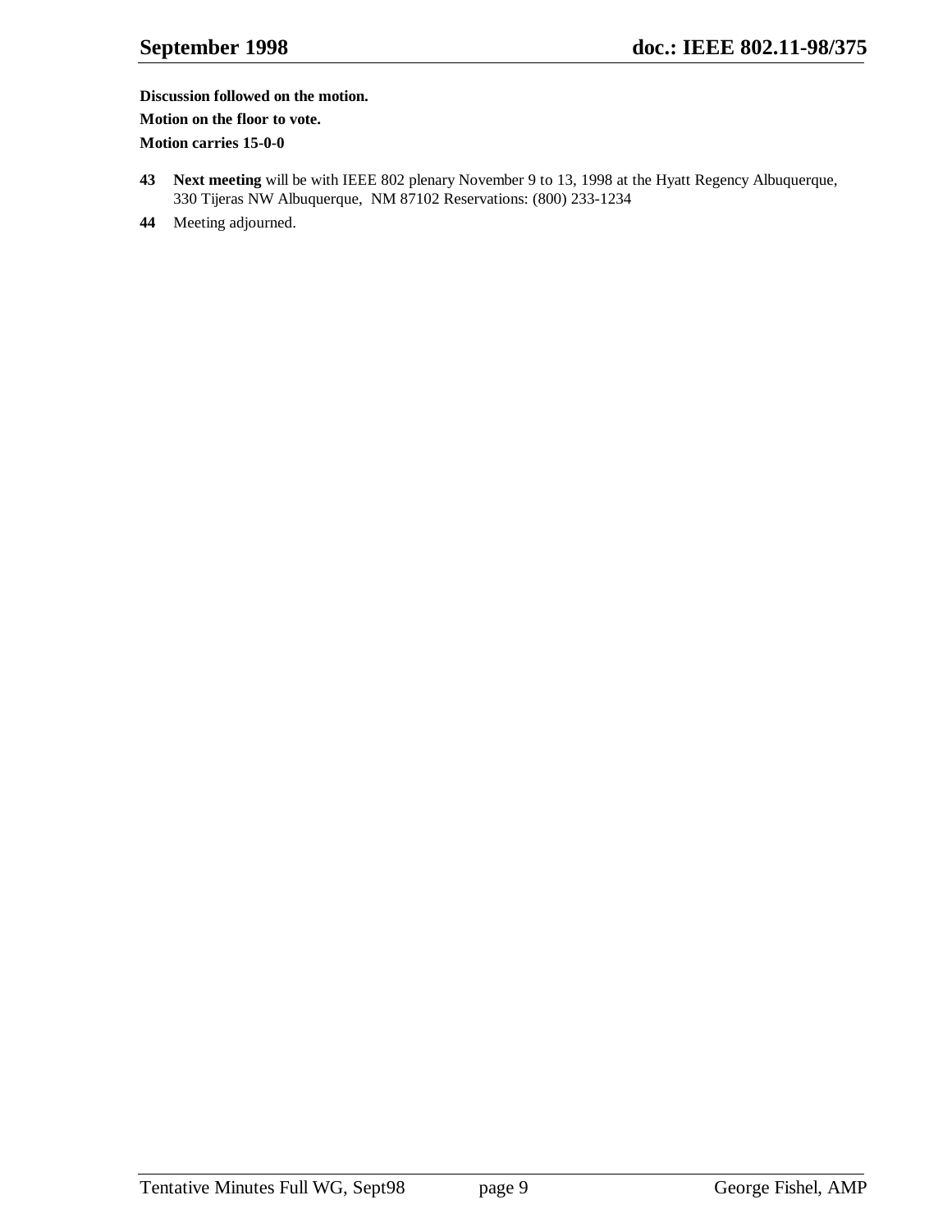**Discussion followed on the motion.**

**Motion on the floor to vote.**

**Motion carries 15-0-0**

**43** **Next meeting** will be with IEEE 802 plenary November 9 to 13, 1998 at the Hyatt Regency Albuquerque, 330 Tijeras NW Albuquerque, NM 87102 Reservations: (800) 233-1234

**44** Meeting adjourned.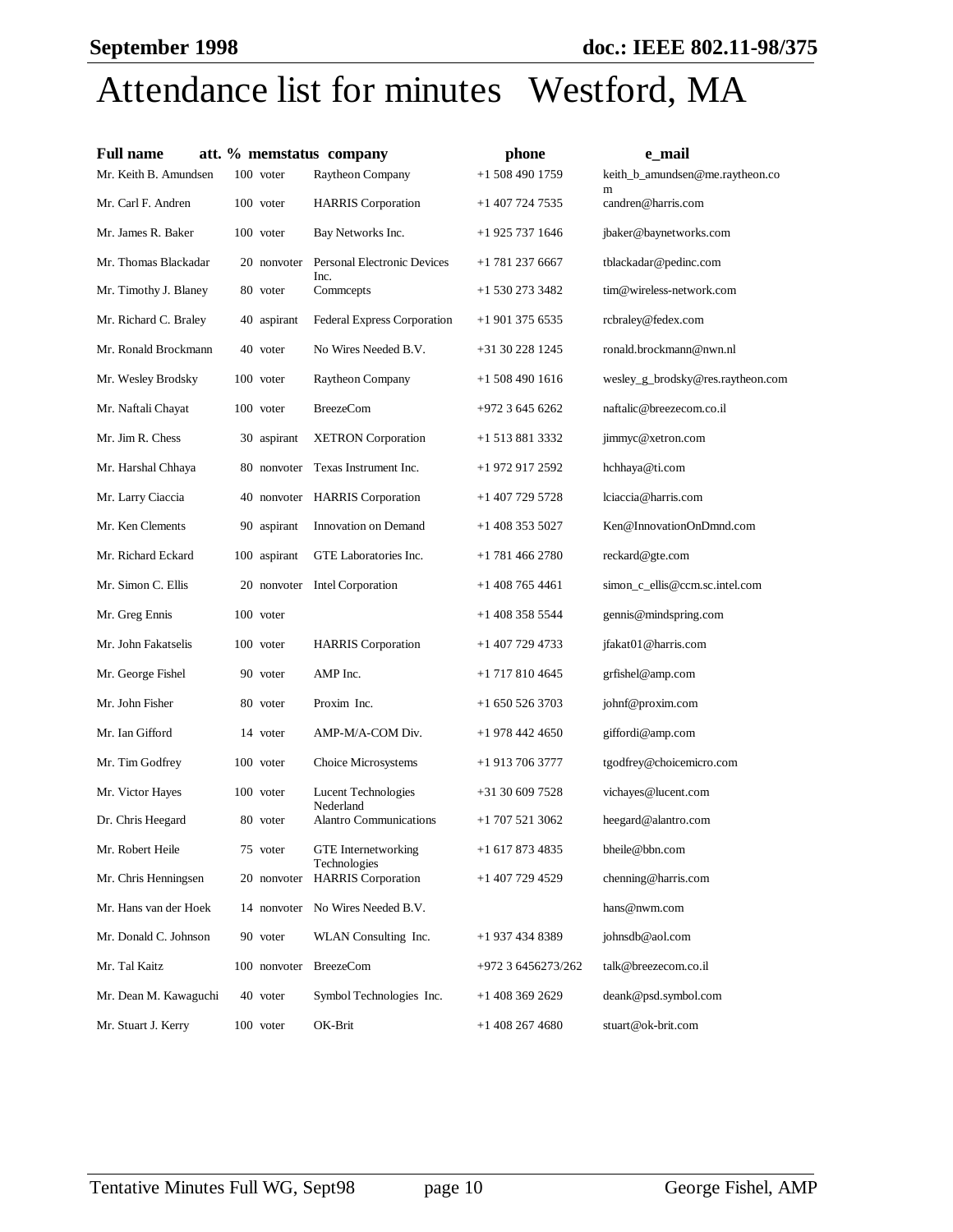# Attendance list for minutes Westford, MA

| Full name | att. % | memstatus | company | phone | e_mail |
|---|---|---|---|---|---|
| Mr. Keith B. Amundsen | 100 | voter | Raytheon Company | +1 508 490 1759 | keith_b_amundsen@me.raytheon.com |
| Mr. Carl F. Andren | 100 | voter | HARRIS Corporation | +1 407 724 7535 | candren@harris.com |
| Mr. James R. Baker | 100 | voter | Bay Networks Inc. | +1 925 737 1646 | jbaker@baynetworks.com |
| Mr. Thomas Blackadar | 20 | nonvoter | Personal Electronic Devices Inc. | +1 781 237 6667 | tblackadar@pedinc.com |
| Mr. Timothy J. Blaney | 80 | voter | Commcepts | +1 530 273 3482 | tim@wireless-network.com |
| Mr. Richard C. Braley | 40 | aspirant | Federal Express Corporation | +1 901 375 6535 | rcbraley@fedex.com |
| Mr. Ronald Brockmann | 40 | voter | No Wires Needed B.V. | +31 30 228 1245 | ronald.brockmann@nwn.nl |
| Mr. Wesley Brodsky | 100 | voter | Raytheon Company | +1 508 490 1616 | wesley_g_brodsky@res.raytheon.com |
| Mr. Naftali Chayat | 100 | voter | BreezeCom | +972 3 645 6262 | naftalic@breezecom.co.il |
| Mr. Jim R. Chess | 30 | aspirant | XETRON Corporation | +1 513 881 3332 | jimmyc@xetron.com |
| Mr. Harshal Chhaya | 80 | nonvoter | Texas Instrument Inc. | +1 972 917 2592 | hchhaya@ti.com |
| Mr. Larry Ciaccia | 40 | nonvoter | HARRIS Corporation | +1 407 729 5728 | lciaccia@harris.com |
| Mr. Ken Clements | 90 | aspirant | Innovation on Demand | +1 408 353 5027 | Ken@InnovationOnDmnd.com |
| Mr. Richard Eckard | 100 | aspirant | GTE Laboratories Inc. | +1 781 466 2780 | reckard@gte.com |
| Mr. Simon C. Ellis | 20 | nonvoter | Intel Corporation | +1 408 765 4461 | simon_c_ellis@ccm.sc.intel.com |
| Mr. Greg Ennis | 100 | voter | | +1 408 358 5544 | gennis@mindspring.com |
| Mr. John Fakatselis | 100 | voter | HARRIS Corporation | +1 407 729 4733 | jfakat01@harris.com |
| Mr. George Fishel | 90 | voter | AMP Inc. | +1 717 810 4645 | grfishel@amp.com |
| Mr. John Fisher | 80 | voter | Proxim Inc. | +1 650 526 3703 | johnf@proxim.com |
| Mr. Ian Gifford | 14 | voter | AMP-M/A-COM Div. | +1 978 442 4650 | giffordi@amp.com |
| Mr. Tim Godfrey | 100 | voter | Choice Microsystems | +1 913 706 3777 | tgodfrey@choicemicro.com |
| Mr. Victor Hayes | 100 | voter | Lucent Technologies Nederland | +31 30 609 7528 | vichayes@lucent.com |
| Dr. Chris Heegard | 80 | voter | Alantro Communications | +1 707 521 3062 | heegard@alantro.com |
| Mr. Robert Heile | 75 | voter | GTE Internetworking Technologies | +1 617 873 4835 | bheile@bbn.com |
| Mr. Chris Henningsen | 20 | nonvoter | HARRIS Corporation | +1 407 729 4529 | chenning@harris.com |
| Mr. Hans van der Hoek | 14 | nonvoter | No Wires Needed B.V. | | hans@nwm.com |
| Mr. Donald C. Johnson | 90 | voter | WLAN Consulting Inc. | +1 937 434 8389 | johnsdb@aol.com |
| Mr. Tal Kaitz | 100 | nonvoter | BreezeCom | +972 3 6456273/262 | talk@breezecom.co.il |
| Mr. Dean M. Kawaguchi | 40 | voter | Symbol Technologies Inc. | +1 408 369 2629 | deank@psd.symbol.com |
| Mr. Stuart J. Kerry | 100 | voter | OK-Brit | +1 408 267 4680 | stuart@ok-brit.com |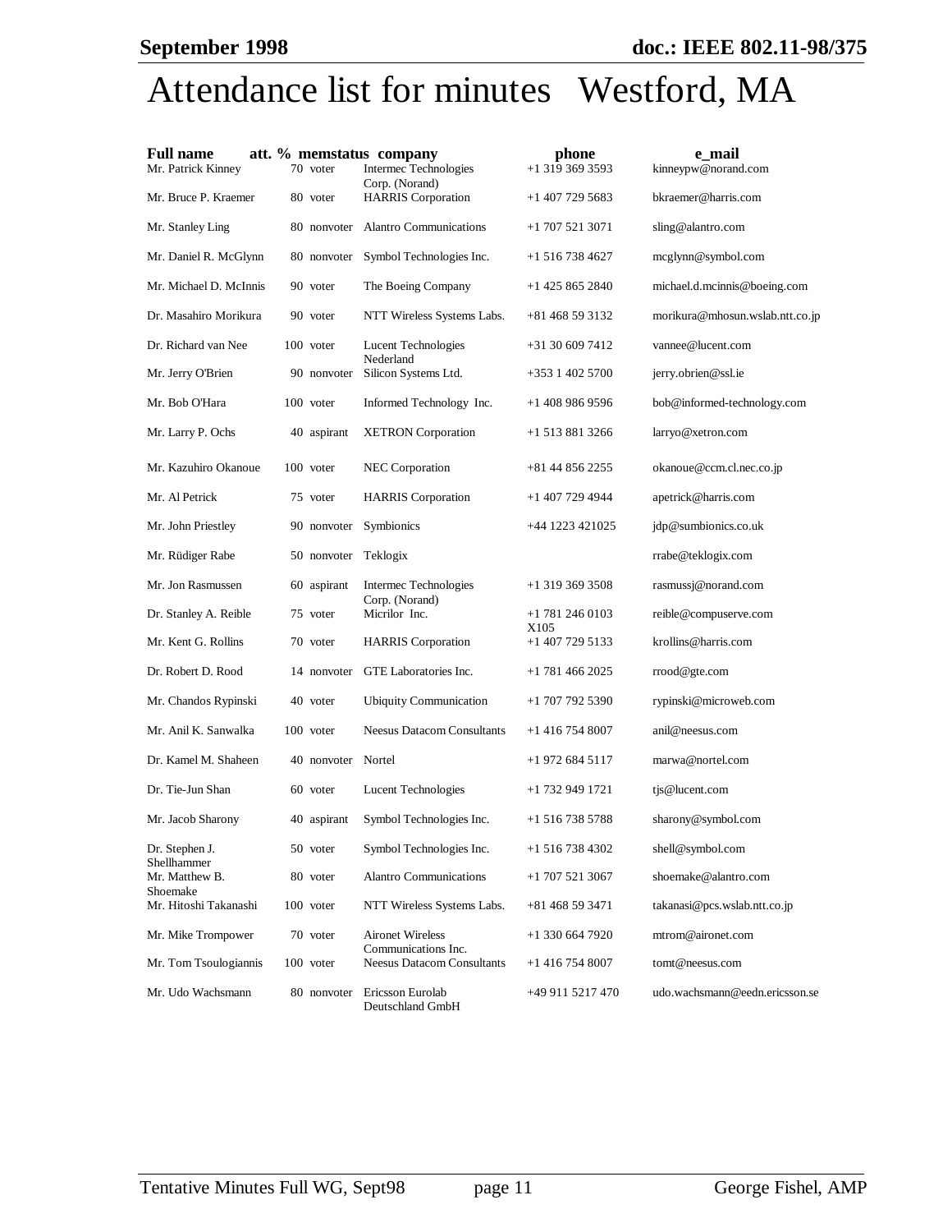# Attendance list for minutes Westford, MA

| Full name | att. % | memstatus | company | phone | e_mail |
|---|---|---|---|---|---|
| Mr. Patrick Kinney | 70 | voter | Intermec Technologies Corp. (Norand) | +1 319 369 3593 | kinneypw@norand.com |
| Mr. Bruce P. Kraemer | 80 | voter | HARRIS Corporation | +1 407 729 5683 | bkraemer@harris.com |
| Mr. Stanley Ling | 80 | nonvoter | Alantro Communications | +1 707 521 3071 | sling@alantro.com |
| Mr. Daniel R. McGlynn | 80 | nonvoter | Symbol Technologies Inc. | +1 516 738 4627 | mcglynn@symbol.com |
| Mr. Michael D. McInnis | 90 | voter | The Boeing Company | +1 425 865 2840 | michael.d.mcinnis@boeing.com |
| Dr. Masahiro Morikura | 90 | voter | NTT Wireless Systems Labs. | +81 468 59 3132 | morikura@mhosun.wslab.ntt.co.jp |
| Dr. Richard van Nee | 100 | voter | Lucent Technologies Nederland | +31 30 609 7412 | vannee@lucent.com |
| Mr. Jerry O'Brien | 90 | nonvoter | Silicon Systems Ltd. | +353 1 402 5700 | jerry.obrien@ssl.ie |
| Mr. Bob O'Hara | 100 | voter | Informed Technology Inc. | +1 408 986 9596 | bob@informed-technology.com |
| Mr. Larry P. Ochs | 40 | aspirant | XETRON Corporation | +1 513 881 3266 | larryo@xetron.com |
| Mr. Kazuhiro Okanoue | 100 | voter | NEC Corporation | +81 44 856 2255 | okanoue@ccm.cl.nec.co.jp |
| Mr. Al Petrick | 75 | voter | HARRIS Corporation | +1 407 729 4944 | apetrick@harris.com |
| Mr. John Priestley | 90 | nonvoter | Symbionics | +44 1223 421025 | jdp@sumbionics.co.uk |
| Mr. Rüdiger Rabe | 50 | nonvoter | Teklogix | | rrabe@teklogix.com |
| Mr. Jon Rasmussen | 60 | aspirant | Intermec Technologies Corp. (Norand) | +1 319 369 3508 | rasmussj@norand.com |
| Dr. Stanley A. Reible | 75 | voter | Micrilor Inc. | +1 781 246 0103 X105 | reible@compuserve.com |
| Mr. Kent G. Rollins | 70 | voter | HARRIS Corporation | +1 407 729 5133 | krollins@harris.com |
| Dr. Robert D. Rood | 14 | nonvoter | GTE Laboratories Inc. | +1 781 466 2025 | rrood@gte.com |
| Mr. Chandos Rypinski | 40 | voter | Ubiquity Communication | +1 707 792 5390 | rypinski@microweb.com |
| Mr. Anil K. Sanwalka | 100 | voter | Neesus Datacom Consultants | +1 416 754 8007 | anil@neesus.com |
| Dr. Kamel M. Shaheen | 40 | nonvoter | Nortel | +1 972 684 5117 | marwa@nortel.com |
| Dr. Tie-Jun Shan | 60 | voter | Lucent Technologies | +1 732 949 1721 | tjs@lucent.com |
| Mr. Jacob Sharony | 40 | aspirant | Symbol Technologies Inc. | +1 516 738 5788 | sharony@symbol.com |
| Dr. Stephen J. Shellhammer | 50 | voter | Symbol Technologies Inc. | +1 516 738 4302 | shell@symbol.com |
| Mr. Matthew B. Shoemake | 80 | voter | Alantro Communications | +1 707 521 3067 | shoemake@alantro.com |
| Mr. Hitoshi Takanashi | 100 | voter | NTT Wireless Systems Labs. | +81 468 59 3471 | takanasi@pcs.wslab.ntt.co.jp |
| Mr. Mike Trompower | 70 | voter | Aironet Wireless Communications Inc. | +1 330 664 7920 | mtrom@aironet.com |
| Mr. Tom Tsoulogiannis | 100 | voter | Neesus Datacom Consultants | +1 416 754 8007 | tomt@neesus.com |
| Mr. Udo Wachsmann | 80 | nonvoter | Ericsson Eurolab Deutschland GmbH | +49 911 5217 470 | udo.wachsmann@eedn.ericsson.se |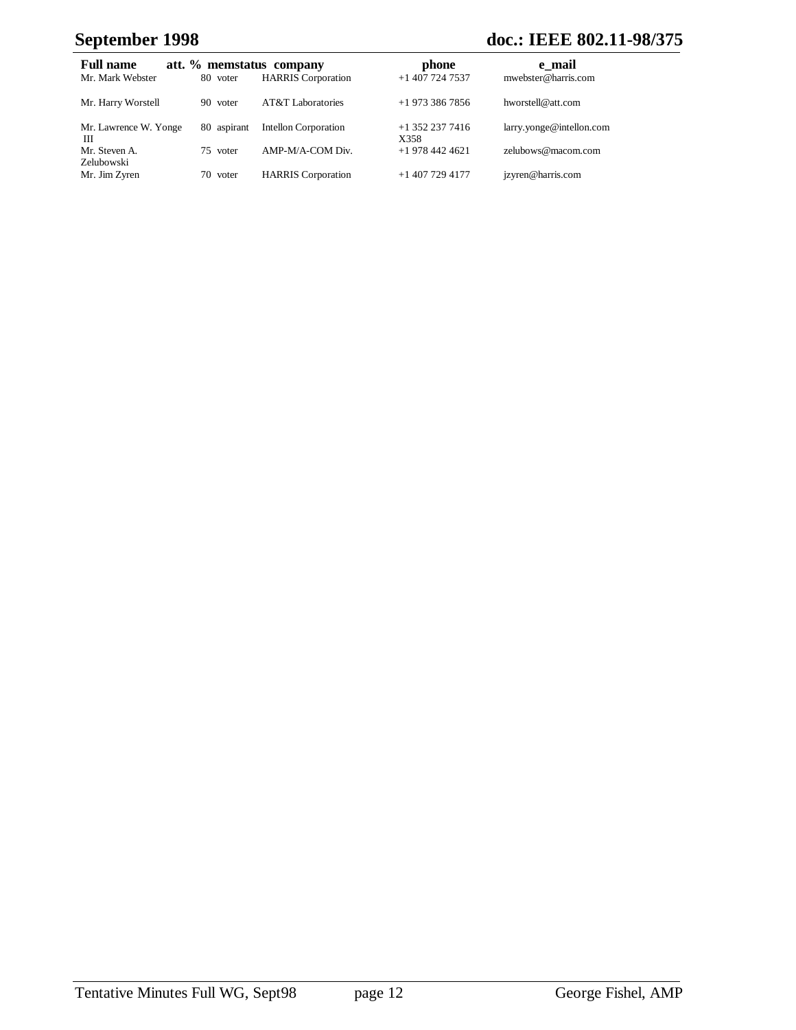| Full name | att. % | memstatus | company | phone | e_mail |
|---|---|---|---|---|---|
| Mr. Mark Webster | 80 | voter | HARRIS Corporation | +1 407 724 7537 | mwebster@harris.com |
| Mr. Harry Worstell | 90 | voter | AT&T Laboratories | +1 973 386 7856 | hworstell@att.com |
| Mr. Lawrence W. Yonge III | 80 | aspirant | Intellon Corporation | +1 352 237 7416 X358 | larry.yonge@intellon.com |
| Mr. Steven A. Zelubowski | 75 | voter | AMP-M/A-COM Div. | +1 978 442 4621 | zelubows@macom.com |
| Mr. Jim Zyren | 70 | voter | HARRIS Corporation | +1 407 729 4177 | jzyren@harris.com |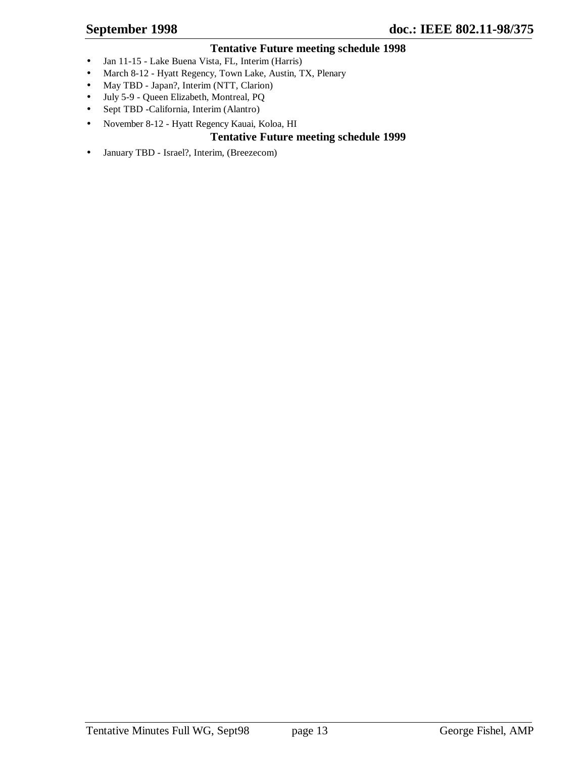### Tentative Future meeting schedule 1998

- Jan 11-15 - Lake Buena Vista, FL, Interim (Harris)
- March 8-12 - Hyatt Regency, Town Lake, Austin, TX, Plenary
- May TBD - Japan?, Interim (NTT, Clarion)
- July 5-9 - Queen Elizabeth, Montreal, PQ
- Sept TBD -California, Interim (Alantro)
- November 8-12 - Hyatt Regency Kauai, Koloa, HI

### Tentative Future meeting schedule 1999

- January TBD - Israel?, Interim, (Breezecom)